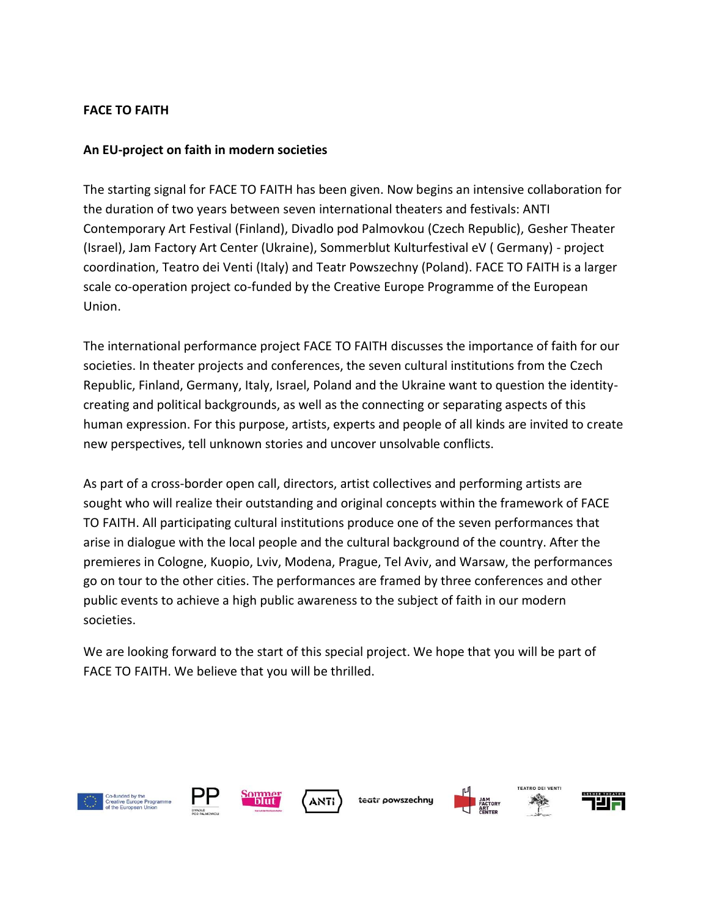**FACE TO FAITH**

**An EU-project on faith in modern societies**

The starting signal for FACE TO FAITH has been given. Now begins an intensive collaboration for the duration of two years between seven international theaters and festivals: ANTI Contemporary Art Festival (Finland), Divadlo pod Palmovkou (Czech Republic), Gesher Theater (Israel), Jam Factory Art Center (Ukraine), Sommerblut Kulturfestival eV ( Germany) - project coordination, Teatro dei Venti (Italy) and Teatr Powszechny (Poland). FACE TO FAITH is a larger scale co-operation project co-funded by the Creative Europe Programme of the European Union.

The international performance project FACE TO FAITH discusses the importance of faith for our societies. In theater projects and conferences, the seven cultural institutions from the Czech Republic, Finland, Germany, Italy, Israel, Poland and the Ukraine want to question the identity-creating and political backgrounds, as well as the connecting or separating aspects of this human expression. For this purpose, artists, experts and people of all kinds are invited to create new perspectives, tell unknown stories and uncover unsolvable conflicts.

As part of a cross-border open call, directors, artist collectives and performing artists are sought who will realize their outstanding and original concepts within the framework of FACE TO FAITH. All participating cultural institutions produce one of the seven performances that arise in dialogue with the local people and the cultural background of the country. After the premieres in Cologne, Kuopio, Lviv, Modena, Prague, Tel Aviv, and Warsaw, the performances go on tour to the other cities. The performances are framed by three conferences and other public events to achieve a high public awareness to the subject of faith in our modern societies.

We are looking forward to the start of this special project. We hope that you will be part of FACE TO FAITH. We believe that you will be thrilled.

Co-funded by the Creative Europe Programme of the European Union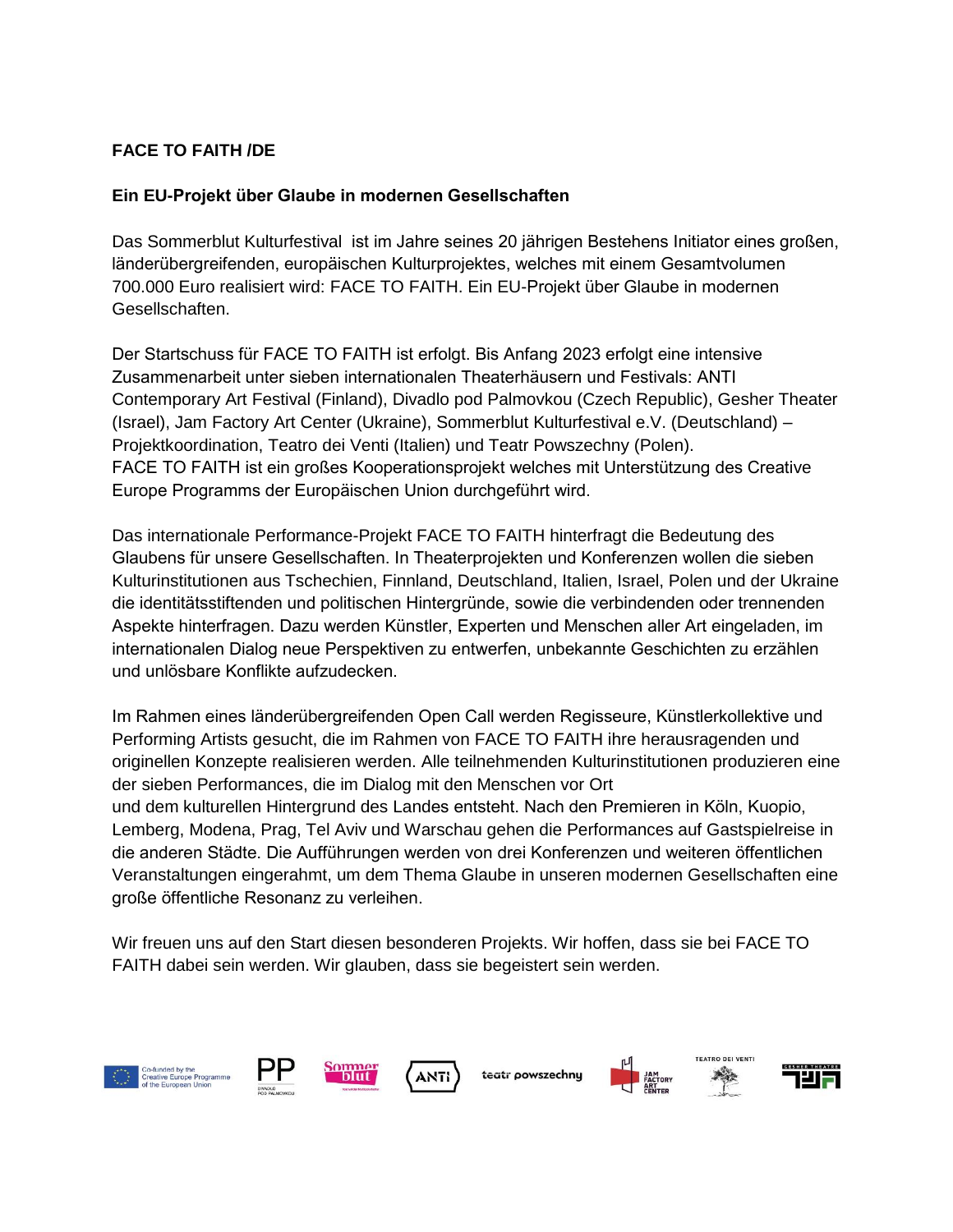**FACE TO FAITH /DE**

**Ein EU-Projekt über Glaube in modernen Gesellschaften**

Das Sommerblut Kulturfestival ist im Jahre seines 20 jährigen Bestehens Initiator eines großen, länderübergreifenden, europäischen Kulturprojektes, welches mit einem Gesamtvolumen 700.000 Euro realisiert wird: FACE TO FAITH. Ein EU-Projekt über Glaube in modernen Gesellschaften.

Der Startschuss für FACE TO FAITH ist erfolgt. Bis Anfang 2023 erfolgt eine intensive Zusammenarbeit unter sieben internationalen Theaterhäusern und Festivals: ANTI Contemporary Art Festival (Finland), Divadlo pod Palmovkou (Czech Republic), Gesher Theater (Israel), Jam Factory Art Center (Ukraine), Sommerblut Kulturfestival e.V. (Deutschland) – Projektkoordination, Teatro dei Venti (Italien) und Teatr Powszechny (Polen).
FACE TO FAITH ist ein großes Kooperationsprojekt welches mit Unterstützung des Creative Europe Programms der Europäischen Union durchgeführt wird.

Das internationale Performance-Projekt FACE TO FAITH hinterfragt die Bedeutung des Glaubens für unsere Gesellschaften. In Theaterprojekten und Konferenzen wollen die sieben Kulturinstitutionen aus Tschechien, Finnland, Deutschland, Italien, Israel, Polen und der Ukraine die identitätsstiftenden und politischen Hintergründe, sowie die verbindenden oder trennenden Aspekte hinterfragen. Dazu werden Künstler, Experten und Menschen aller Art eingeladen, im internationalen Dialog neue Perspektiven zu entwerfen, unbekannte Geschichten zu erzählen und unlösbare Konflikte aufzudecken.

Im Rahmen eines länderübergreifenden Open Call werden Regisseure, Künstlerkollektive und Performing Artists gesucht, die im Rahmen von FACE TO FAITH ihre herausragenden und originellen Konzepte realisieren werden. Alle teilnehmenden Kulturinstitutionen produzieren eine der sieben Performances, die im Dialog mit den Menschen vor Ort und dem kulturellen Hintergrund des Landes entsteht. Nach den Premieren in Köln, Kuopio, Lemberg, Modena, Prag, Tel Aviv und Warschau gehen die Performances auf Gastspielreise in die anderen Städte. Die Aufführungen werden von drei Konferenzen und weiteren öffentlichen Veranstaltungen eingerahmt, um dem Thema Glaube in unseren modernen Gesellschaften eine große öffentliche Resonanz zu verleihen.

Wir freuen uns auf den Start diesen besonderen Projekts. Wir hoffen, dass sie bei FACE TO FAITH dabei sein werden. Wir glauben, dass sie begeistert sein werden.

Co-funded by the Creative Europe Programme of the European Union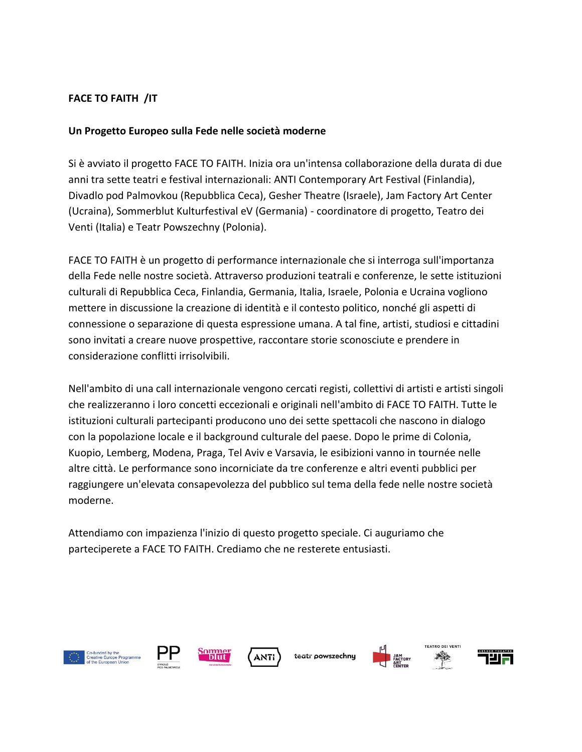**FACE TO FAITH /IT**

**Un Progetto Europeo sulla Fede nelle società moderne**

Si è avviato il progetto FACE TO FAITH. Inizia ora un'intensa collaborazione della durata di due anni tra sette teatri e festival internazionali: ANTI Contemporary Art Festival (Finlandia), Divadlo pod Palmovkou (Repubblica Ceca), Gesher Theatre (Israele), Jam Factory Art Center (Ucraina), Sommerblut Kulturfestival eV (Germania) - coordinatore di progetto, Teatro dei Venti (Italia) e Teatr Powszechny (Polonia).

FACE TO FAITH è un progetto di performance internazionale che si interroga sull'importanza della Fede nelle nostre società. Attraverso produzioni teatrali e conferenze, le sette istituzioni culturali di Repubblica Ceca, Finlandia, Germania, Italia, Israele, Polonia e Ucraina vogliono mettere in discussione la creazione di identità e il contesto politico, nonché gli aspetti di connessione o separazione di questa espressione umana. A tal fine, artisti, studiosi e cittadini sono invitati a creare nuove prospettive, raccontare storie sconosciute e prendere in considerazione conflitti irrisolvibili.

Nell'ambito di una call internazionale vengono cercati registi, collettivi di artisti e artisti singoli che realizzeranno i loro concetti eccezionali e originali nell'ambito di FACE TO FAITH. Tutte le istituzioni culturali partecipanti producono uno dei sette spettacoli che nascono in dialogo con la popolazione locale e il background culturale del paese. Dopo le prime di Colonia, Kuopio, Lemberg, Modena, Praga, Tel Aviv e Varsavia, le esibizioni vanno in tournée nelle altre città. Le performance sono incorniciate da tre conferenze e altri eventi pubblici per raggiungere un'elevata consapevolezza del pubblico sul tema della fede nelle nostre società moderne.

Attendiamo con impazienza l'inizio di questo progetto speciale. Ci auguriamo che parteciperete a FACE TO FAITH. Crediamo che ne resterete entusiasti.

Co-funded by the Creative Europe Programme of the European Union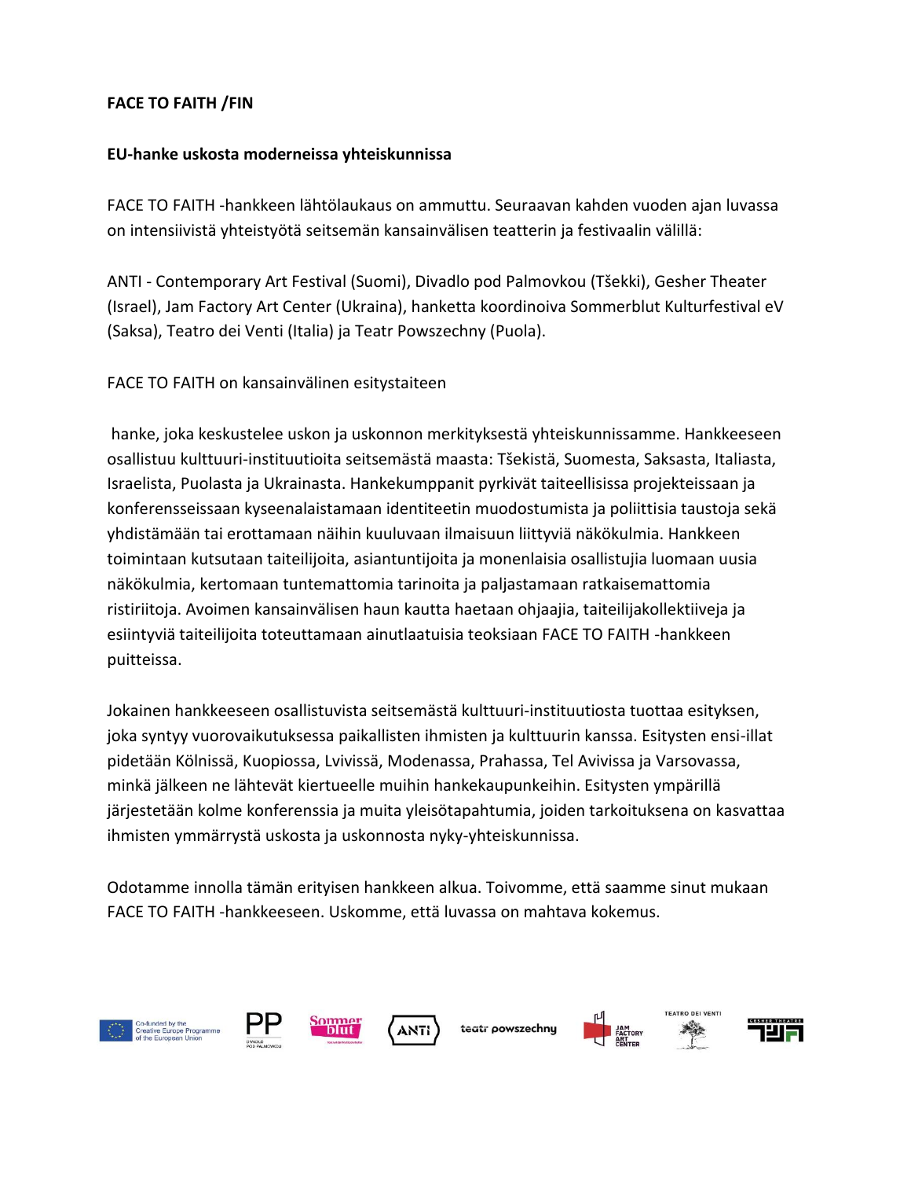**FACE TO FAITH /FIN**

**EU-hanke uskosta moderneissa yhteiskunnissa**

FACE TO FAITH -hankkeen lähtölaukaus on ammuttu. Seuraavan kahden vuoden ajan luvassa on intensiivistä yhteistyötä seitsemän kansainvälisen teatterin ja festivaalin välillä:

ANTI - Contemporary Art Festival (Suomi), Divadlo pod Palmovkou (Tšekki), Gesher Theater (Israel), Jam Factory Art Center (Ukraina), hanketta koordinoiva Sommerblut Kulturfestival eV (Saksa), Teatro dei Venti (Italia) ja Teatr Powszechny (Puola).

FACE TO FAITH on kansainvälinen esitystaiteen

hanke, joka keskustelee uskon ja uskonnon merkityksestä yhteiskunnissamme. Hankkeeseen osallistuu kulttuuri-instituutioita seitsemästä maasta: Tšekistä, Suomesta, Saksasta, Italiasta, Israelista, Puolasta ja Ukrainasta. Hankekumppanit pyrkivät taiteellisissa projekteissaan ja konferensseissaan kyseenalaistamaan identiteetin muodostumista ja poliittisia taustoja sekä yhdistämään tai erottamaan näihin kuuluvaan ilmaisuun liittyviä näkökulmia. Hankkeen toimintaan kutsutaan taiteilijoita, asiantuntijoita ja monenlaisia osallistujia luomaan uusia näkökulmia, kertomaan tuntemattomia tarinoita ja paljastamaan ratkaisemattomia ristiriitoja. Avoimen kansainvälisen haun kautta haetaan ohjaajia, taiteilijakollektiiveja ja esiintyviä taiteilijoita toteuttamaan ainutlaatuisia teoksiaan FACE TO FAITH -hankkeen puitteissa.

Jokainen hankkeeseen osallistuvista seitsemästä kulttuuri-instituutiosta tuottaa esityksen, joka syntyy vuorovaikutuksessa paikallisten ihmisten ja kulttuurin kanssa. Esitysten ensi-illat pidetään Kölnissä, Kuopiossa, Lvivissä, Modenassa, Prahassa, Tel Avivissa ja Varsovassa, minkä jälkeen ne lähtevät kiertueelle muihin hankekaupunkeihin. Esitysten ympärillä järjestetään kolme konferenssia ja muita yleisötapahtumia, joiden tarkoituksena on kasvattaa ihmisten ymmärrystä uskosta ja uskonnosta nyky-yhteiskunnissa.

Odotamme innolla tämän erityisen hankkeen alkua. Toivomme, että saamme sinut mukaan FACE TO FAITH -hankkeeseen. Uskomme, että luvassa on mahtava kokemus.

Co-funded by the Creative Europe Programme of the European Union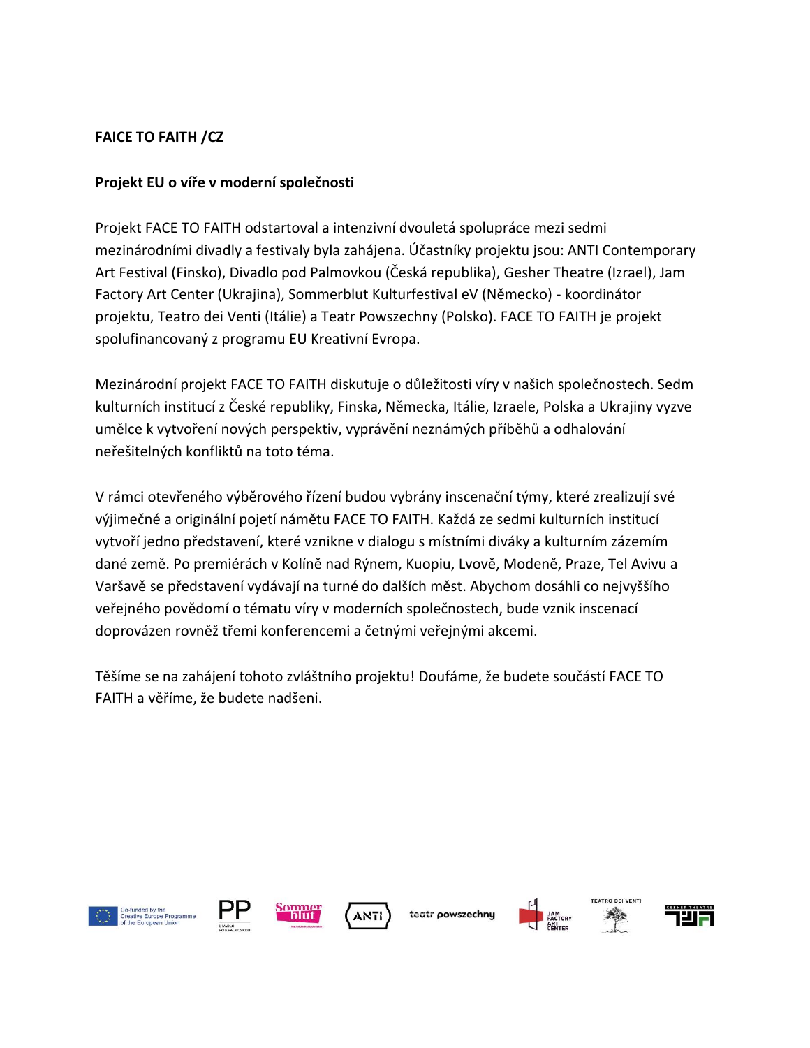**FAICE TO FAITH /CZ**

**Projekt EU o víře v moderní společnosti**

Projekt FACE TO FAITH odstartoval a intenzivní dvouletá spolupráce mezi sedmi mezinárodními divadly a festivaly byla zahájena. Účastníky projektu jsou: ANTI Contemporary Art Festival (Finsko), Divadlo pod Palmovkou (Česká republika), Gesher Theatre (Izrael), Jam Factory Art Center (Ukrajina), Sommerblut Kulturfestival eV (Německo) - koordinátor projektu, Teatro dei Venti (Itálie) a Teatr Powszechny (Polsko). FACE TO FAITH je projekt spolufinancovaný z programu EU Kreativní Evropa.

Mezinárodní projekt FACE TO FAITH diskutuje o důležitosti víry v našich společnostech. Sedm kulturních institucí z České republiky, Finska, Německa, Itálie, Izraele, Polska a Ukrajiny vyzve umělce k vytvoření nových perspektiv, vyprávění neznámých příběhů a odhalování neřešitelných konfliktů na toto téma.

V rámci otevřeného výběrového řízení budou vybrány inscenační týmy, které zrealizují své výjimečné a originální pojetí námětu FACE TO FAITH. Každá ze sedmi kulturních institucí vytvoří jedno představení, které vznikne v dialogu s místními diváky a kulturním zázemím dané země. Po premiérách v Kolíně nad Rýnem, Kuopiu, Lvově, Modeně, Praze, Tel Avivu a Varšavě se představení vydávají na turné do dalších měst. Abychom dosáhli co nejvyššího veřejného povědomí o tématu víry v moderních společnostech, bude vznik inscenací doprovázen rovněž třemi konferencemi a četnými veřejnými akcemi.

Těšíme se na zahájení tohoto zvláštního projektu! Doufáme, že budete součástí FACE TO FAITH a věříme, že budete nadšeni.

Co-funded by the Creative Europe Programme of the European Union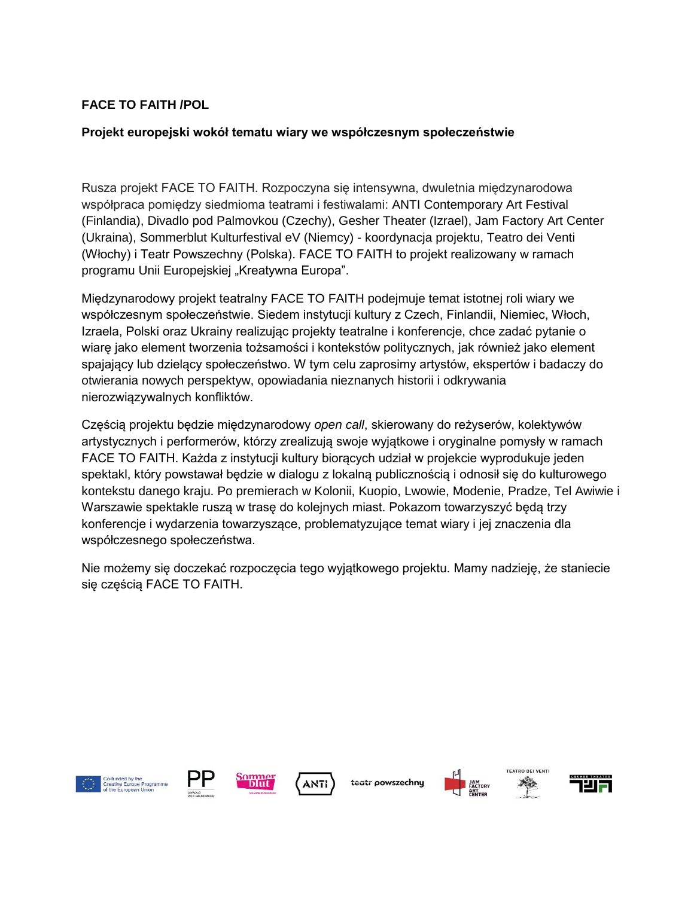**FACE TO FAITH /POL**

**Projekt europejski wokół tematu wiary we współczesnym społeczeństwie**

Rusza projekt FACE TO FAITH. Rozpoczyna się intensywna, dwuletnia międzynarodowa współpraca pomiędzy siedmioma teatrami i festiwalami: ANTI Contemporary Art Festival (Finlandia), Divadlo pod Palmovkou (Czechy), Gesher Theater (Izrael), Jam Factory Art Center (Ukraina), Sommerblut Kulturfestival eV (Niemcy) - koordynacja projektu, Teatro dei Venti (Włochy) i Teatr Powszechny (Polska). FACE TO FAITH to projekt realizowany w ramach programu Unii Europejskiej „Kreatywna Europa".

Międzynarodowy projekt teatralny FACE TO FAITH podejmuje temat istotnej roli wiary we współczesnym społeczeństwie. Siedem instytucji kultury z Czech, Finlandii, Niemiec, Włoch, Izraela, Polski oraz Ukrainy realizując projekty teatralne i konferencje, chce zadać pytanie o wiarę jako element tworzenia tożsamości i kontekstów politycznych, jak również jako element spajający lub dzielący społeczeństwo. W tym celu zaprosimy artystów, ekspertów i badaczy do otwierania nowych perspektyw, opowiadania nieznanych historii i odkrywania nierozwiązywalnych konfliktów.

Częścią projektu będzie międzynarodowy *open call*, skierowany do reżyserów, kolektywów artystycznych i performerów, którzy zrealizują swoje wyjątkowe i oryginalne pomysły w ramach FACE TO FAITH. Każda z instytucji kultury biorących udział w projekcie wyprodukuje jeden spektakl, który powstawał będzie w dialogu z lokalną publicznością i odnosił się do kulturowego kontekstu danego kraju. Po premierach w Kolonii, Kuopio, Lwowie, Modenie, Pradze, Tel Awiwie i Warszawie spektakle ruszą w trasę do kolejnych miast. Pokazom towarzyszyć będą trzy konferencje i wydarzenia towarzyszące, problematyzujące temat wiary i jej znaczenia dla współczesnego społeczeństwa.

Nie możemy się doczekać rozpoczęcia tego wyjątkowego projektu. Mamy nadzieję, że staniecie się częścią FACE TO FAITH.

Co-funded by the Creative Europe Programme of the European Union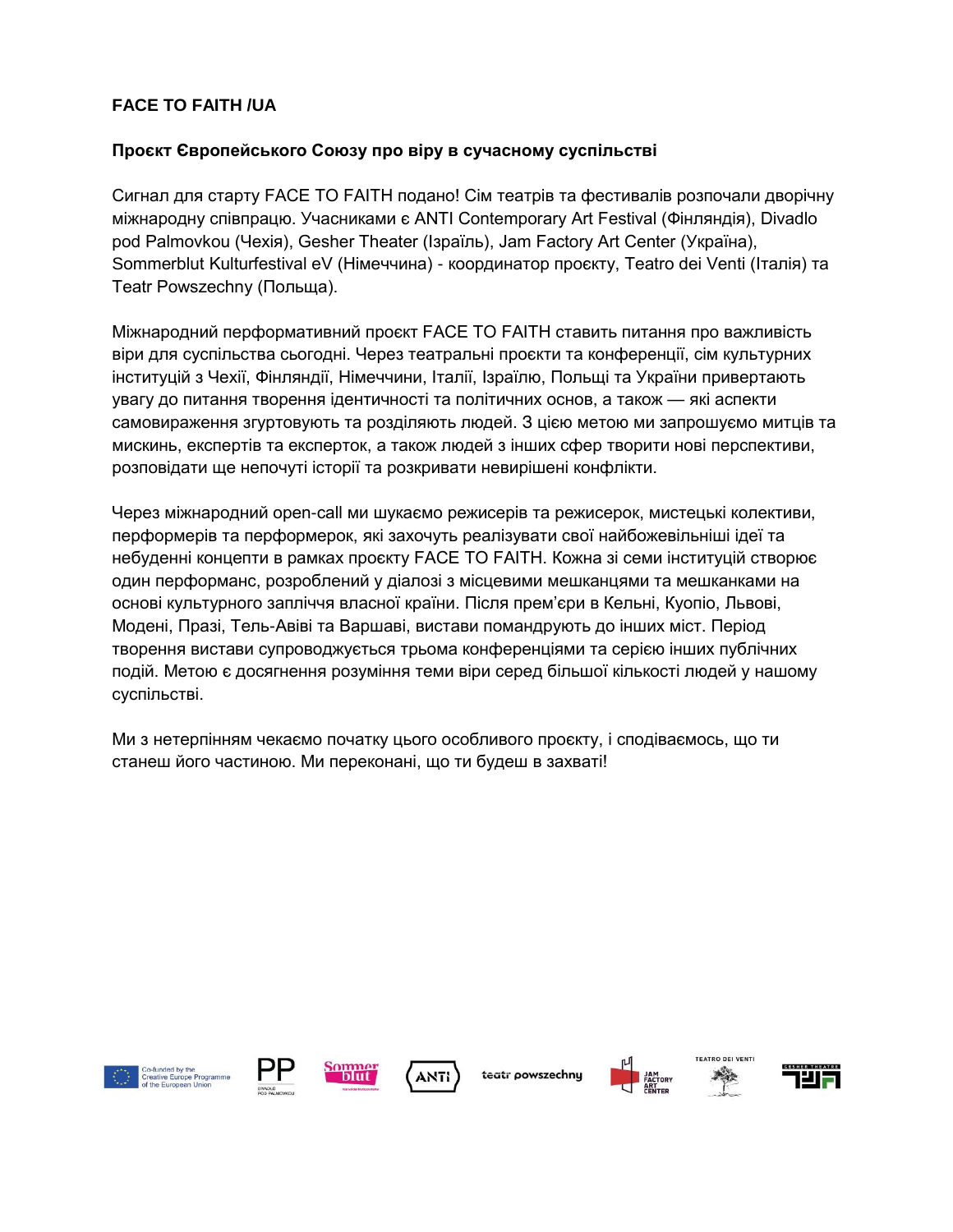**FACE TO FAITH /UA**

**Проєкт Європейського Союзу про віру в сучасному суспільстві**

Сигнал для старту FACE TO FAITH подано! Сім театрів та фестивалів розпочали дворічну міжнародну співпрацю. Учасниками є ANTI Contemporary Art Festival (Фінляндія), Divadlo pod Palmovkou (Чехія), Gesher Theater (Ізраїль), Jam Factory Art Center (Україна), Sommerblut Kulturfestival eV (Німеччина) - координатор проєкту, Teatro dei Venti (Італія) та Teatr Powszechny (Польща).

Міжнародний перформативний проєкт FACE TO FAITH ставить питання про важливість віри для суспільства сьогодні. Через театральні проєкти та конференції, сім культурних інституцій з Чехії, Фінляндії, Німеччини, Італії, Ізраїлю, Польщі та України привертають увагу до питання творення ідентичності та політичних основ, а також — які аспекти самовираження згуртовують та розділяють людей. З цією метою ми запрошуємо митців та мискинь, експертів та експерток, а також людей з інших сфер творити нові перспективи, розповідати ще непочуті історії та розкривати невирішені конфлікти.

Через міжнародний open-call ми шукаємо режисерів та режисерок, мистецькі колективи, перформерів та перформерок, які захочуть реалізувати свої найбожевільніші ідеї та небуденні концепти в рамках проєкту FACE TO FAITH. Кожна зі семи інституцій створює один перформанс, розроблений у діалозі з місцевими мешканцями та мешканками на основі культурного запліччя власної країни. Після прем'єри в Кельні, Куопіо, Львові, Модені, Празі, Тель-Авіві та Варшаві, вистави помандрують до інших міст. Період творення вистави супроводжується трьома конференціями та серією інших публічних подій. Метою є досягнення розуміння теми віри серед більшої кількості людей у нашому суспільстві.

Ми з нетерпінням чекаємо початку цього особливого проєкту, і сподіваємось, що ти станеш його частиною. Ми переконані, що ти будеш в захваті!

Co-funded by the Creative Europe Programme of the European Union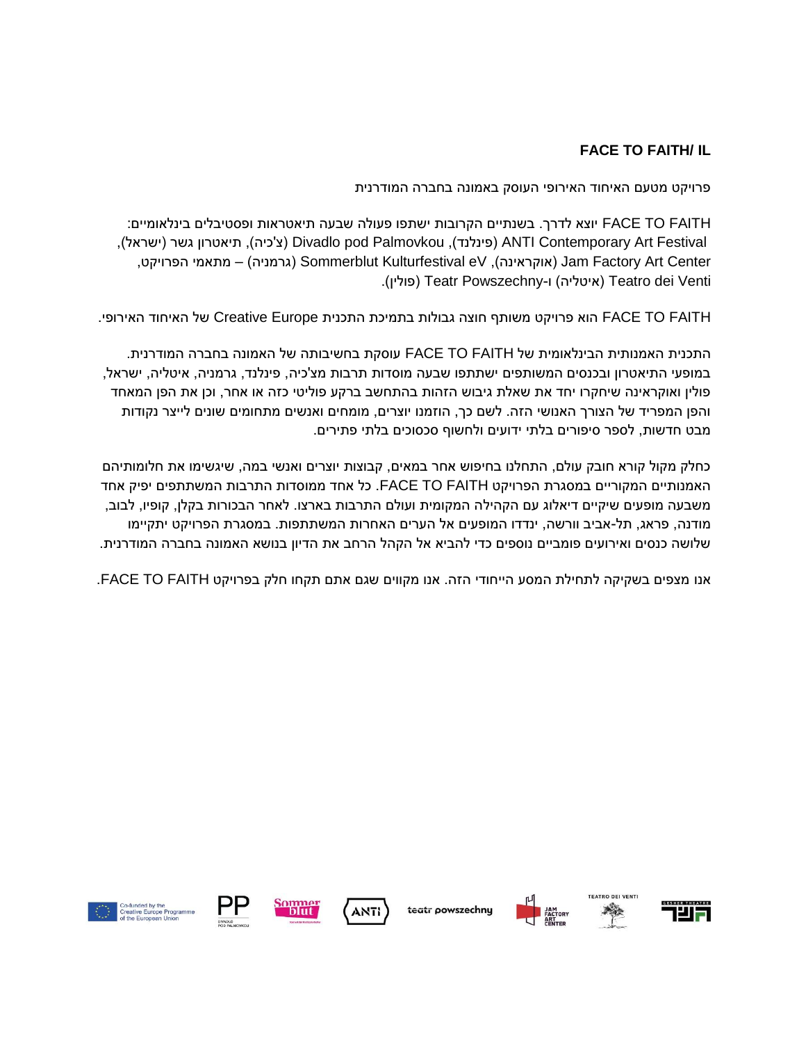**FACE TO FAITH/ IL**

פרויקט מטעם האיחוד האירופי העוסק באמונה בחברה המודרנית

FACE TO FAITH יוצא לדרך. בשנתיים הקרובות ישתפו פעולה שבעה תיאטראות ופסטיבלים בינלאומיים: ANTI Contemporary Art Festival (פינלנד), Divadlo pod Palmovkou (צ'כיה), תיאטרון גשר (ישראל), Jam Factory Art Center (אוקראינה), Sommerblut Kulturfestival eV (גרמניה) – מתאמי הפרויקט, Teatro dei Venti (איטליה) ו-Teatr Powszechny (פולין).

FACE TO FAITH הוא פרויקט משותף חוצה גבולות בתמיכת התכנית Creative Europe של האיחוד האירופי.

התכנית האמנותית הבינלאומית של FACE TO FAITH עוסקת בחשיבותה של האמונה בחברה המודרנית. במופעי התיאטרון ובכנסים המשותפים ישתתפו שבעה מוסדות תרבות מצ'כיה, פינלנד, גרמניה, איטליה, ישראל, פולין ואוקראינה שיחקרו יחד את שאלת גיבוש הזהות בהתחשב ברקע פוליטי כזה או אחר, וכן את הפן המאחד והפן המפריד של הצורך האנושי הזה. לשם כך, הוזמנו יוצרים, מומחים ואנשים מתחומים שונים לייצר נקודות מבט חדשות, לספר סיפורים בלתי ידועים ולחשוף סכסוכים בלתי פתירים.

כחלק מקול קורא חובק עולם, התחלנו בחיפוש אחר במאים, קבוצות יוצרים ואנשי במה, שיגשימו את חלומותיהם האמנותיים המקוריים במסגרת הפרויקט FACE TO FAITH. כל אחד ממוסדות התרבות המשתתפים יפיק אחד משבעה מופעים שיקיים דיאלוג עם הקהילה המקומית ועולם התרבות בארצו. לאחר הבכורות בקלן, קופיו, לבוב, מודנה, פראג, תל-אביב וורשה, ינדדו המופעים אל הערים האחרות המשתתפות. במסגרת הפרויקט יתקיימו שלושה כנסים ואירועים פומביים נוספים כדי להביא אל הקהל הרחב את הדיון בנושא האמונה בחברה המודרנית.

אנו מצפים בשקיקה לתחילת המסע הייחודי הזה. אנו מקווים שגם אתם תקחו חלק בפרויקט FACE TO FAITH.

Co-funded by the Creative Europe Programme of the European Union

PP DIVADLO POD PALMOVKOU

Sommer blut

ANTI

teatr powszechny

JAM FACTORY ART CENTER

TEATRO DEI VENTI

GESHER THEATRE גשר